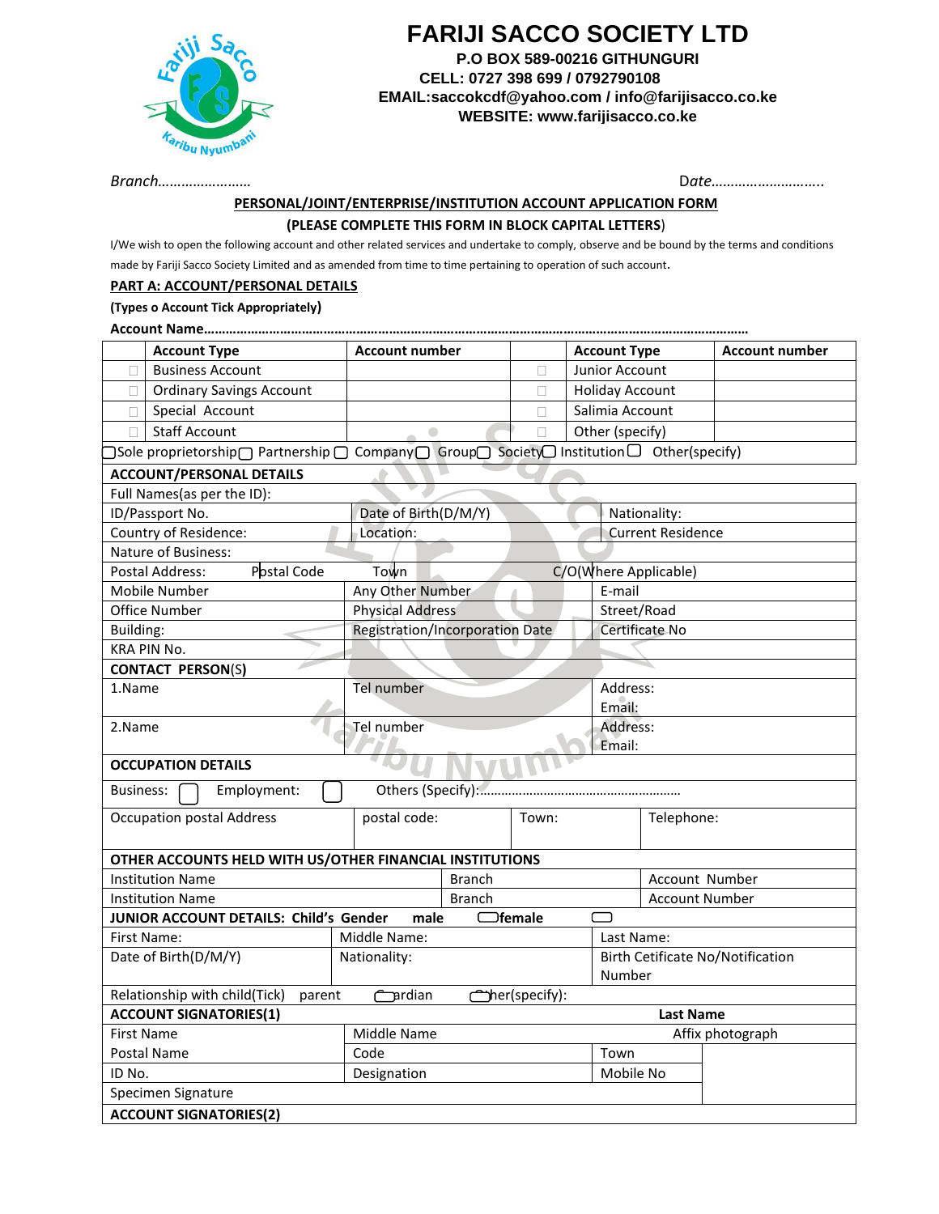# FARIJI SACCO SOCIETY LTD

**P.O BOX 589-00216 GITHUNGURI**
**CELL: 0727 398 699 / 0792790108**
**EMAIL:saccokcdf@yahoo.com / info@farijisacco.co.ke**
**WEBSITE: www.farijisacco.co.ke**

*Branch.......................* *Date............................*

**PERSONAL/JOINT/ENTERPRISE/INSTITUTION ACCOUNT APPLICATION FORM**

**(PLEASE COMPLETE THIS FORM IN BLOCK CAPITAL LETTERS)**

I/We wish to open the following account and other related services and undertake to comply, observe and be bound by the terms and conditions made by Fariji Sacco Society Limited and as amended from time to time pertaining to operation of such account.

**PART A: ACCOUNT/PERSONAL DETAILS**

**(Types o Account Tick Appropriately)**

**Account Name.................................................................................................................................................**

| | Account Type | Account number | | Account Type | Account number |
|---|---|---|---|---|---|
| ☐ | Business Account | | ☐ | Junior Account | |
| ☐ | Ordinary Savings Account | | ☐ | Holiday Account | |
| ☐ | Special Account | | ☐ | Salimia Account | |
| ☐ | Staff Account | | ☐ | Other (specify) | |

☐ Sole proprietorship ☐ Partnership ☐ Company ☐ Group ☐ Society ☐ Institution ☐ Other(specify)

| **ACCOUNT/PERSONAL DETAILS** | | |
|---|---|---|
| Full Names(as per the ID): | | |
| ID/Passport No. | Date of Birth(D/M/Y) | Nationality: |
| Country of Residence: | Location: | Current Residence |
| Nature of Business: | | |
| Postal Address: Postal Code | Town | C/O(Where Applicable) |
| Mobile Number | Any Other Number | E-mail |
| Office Number | Physical Address | Street/Road |
| Building: | Registration/Incorporation Date | Certificate No |
| KRA PIN No. | | |
| **CONTACT PERSON(S)** | | |
| 1.Name | Tel number | Address: Email: |
| 2.Name | Tel number | Address: Email: |

| **OCCUPATION DETAILS** | | | |
|---|---|---|---|
| Business: ☐ Employment: ☐ | Others (Specify):........................................................ | | |
| Occupation postal Address | postal code: | Town: | Telephone: |

| **OTHER ACCOUNTS HELD WITH US/OTHER FINANCIAL INSTITUTIONS** | | |
|---|---|---|
| Institution Name | Branch | Account Number |
| Institution Name | Branch | Account Number |

| **JUNIOR ACCOUNT DETAILS: Child's Gender male ☐ female ☐** | | |
|---|---|---|
| First Name: | Middle Name: | Last Name: |
| Date of Birth(D/M/Y) | Nationality: | Birth Certificate No/Notification Number |
| Relationship with child(Tick) parent ☐ Guardian ☐ Other(specify): | | |

| **ACCOUNT SIGNATORIES(1)** | | **Last Name** | |
|---|---|---|---|
| First Name | Middle Name | | Affix photograph |
| Postal Name | Code | Town | |
| ID No. | Designation | Mobile No | |
| Specimen Signature | | | |
| **ACCOUNT SIGNATORIES(2)** | | | |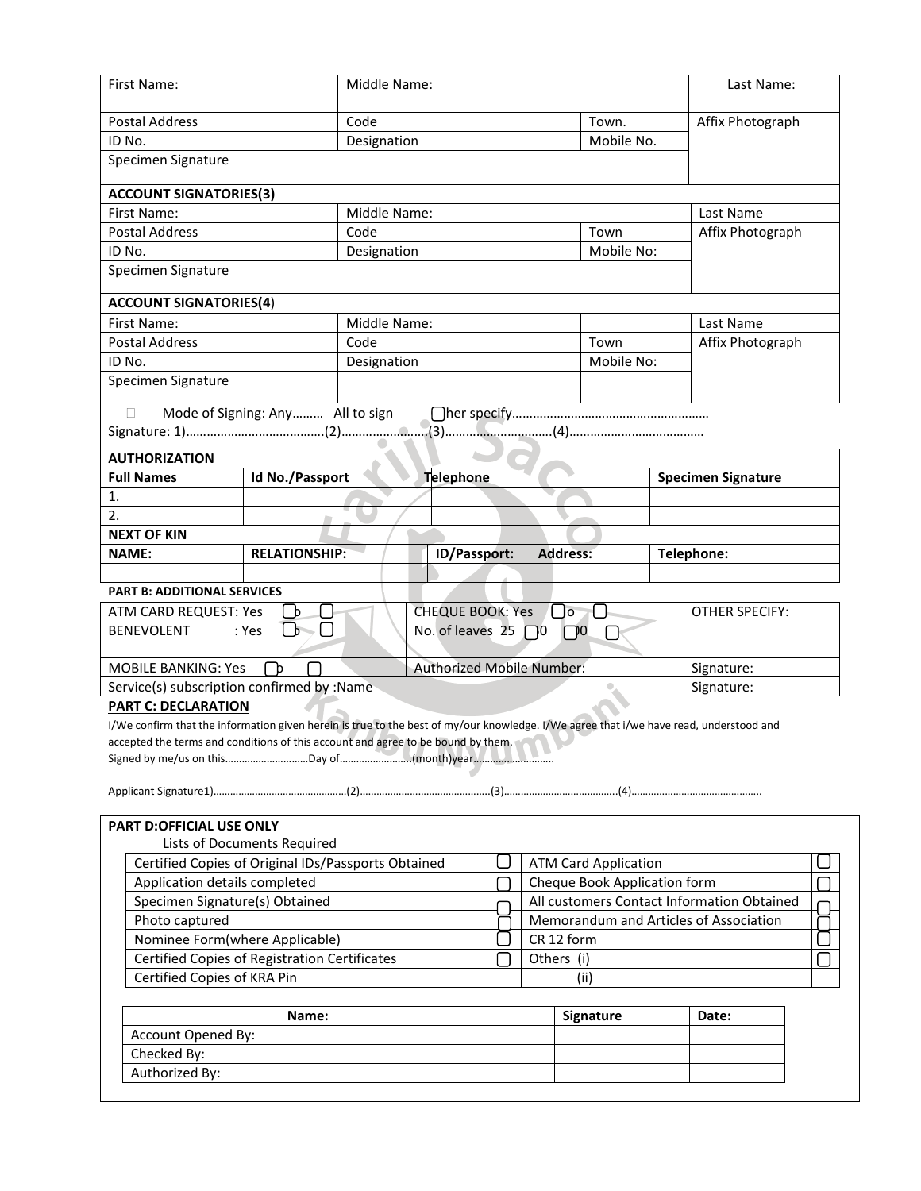| | | | |
|---|---|---|---|
| First Name: | Middle Name: | | Last Name: |
| Postal Address | Code | Town. | Affix Photograph |
| ID No. | Designation | Mobile No. | |
| Specimen Signature | | | |

**ACCOUNT SIGNATORIES(3)**

| | | | |
|---|---|---|---|
| First Name: | Middle Name: | | Last Name |
| Postal Address | Code | Town | Affix Photograph |
| ID No. | Designation | Mobile No: | |
| Specimen Signature | | | |

**ACCOUNT SIGNATORIES(4)**

| | | | |
|---|---|---|---|
| First Name: | Middle Name: | | Last Name |
| Postal Address | Code | Town | Affix Photograph |
| ID No. | Designation | Mobile No: | |
| Specimen Signature | | | |

☐ Mode of Signing: Any……… All to sign ☐her specify…………………………………………………

Signature: 1)………………………………….(2)……………………(3)…………………………(4)…………………………………

**AUTHORIZATION**

| **Full Names** | **Id No./Passport** | **Telephone** | **Specimen Signature** |
|---|---|---|---|
| 1. | | | |
| 2. | | | |

**NEXT OF KIN**

| **NAME:** | **RELATIONSHIP:** | **ID/Passport:** | **Address:** | **Telephone:** |
|---|---|---|---|---|
| | | | | |

**PART B: ADDITIONAL SERVICES**

| | | |
|---|---|---|
| ATM CARD REQUEST: Yes ☐o ☐<br>BENEVOLENT : Yes ☐o ☐ | CHEQUE BOOK: Yes ☐o ☐<br>No. of leaves 25 ☐0 ☐0 ☐ | OTHER SPECIFY: |
| MOBILE BANKING: Yes ☐o ☐ | Authorized Mobile Number: | Signature: |
| Service(s) subscription confirmed by :Name | | Signature: |

**PART C: DECLARATION**

I/We confirm that the information given herein is true to the best of my/our knowledge. I/We agree that i/we have read, understood and accepted the terms and conditions of this account and agree to be bound by them.

Signed by me/us on this………………………Day of……………………(month)year………………………

Applicant Signature1)………………………………………(2)………………………………………(3)……………………………….(4)……………………………………..

**PART D:OFFICIAL USE ONLY**

Lists of Documents Required

| | | | |
|---|---|---|---|
| Certified Copies of Original IDs/Passports Obtained | ☐ | ATM Card Application | ☐ |
| Application details completed | ☐ | Cheque Book Application form | ☐ |
| Specimen Signature(s) Obtained | ☐ | All customers Contact Information Obtained | ☐ |
| Photo captured | ☐ | Memorandum and Articles of Association | ☐ |
| Nominee Form(where Applicable) | ☐ | CR 12 form | ☐ |
| Certified Copies of Registration Certificates | ☐ | Others (i) | ☐ |
| Certified Copies of KRA Pin | | (ii) | |

| | **Name:** | **Signature** | **Date:** |
|---|---|---|---|
| Account Opened By: | | | |
| Checked By: | | | |
| Authorized By: | | | |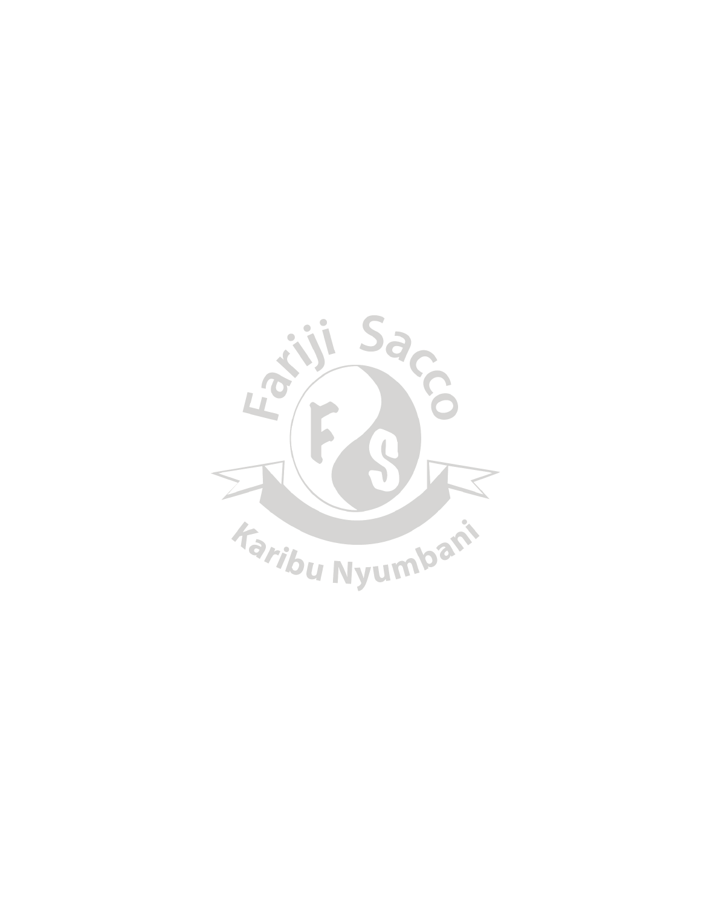Fariji Sacco

FS

Karibu Nyumbani